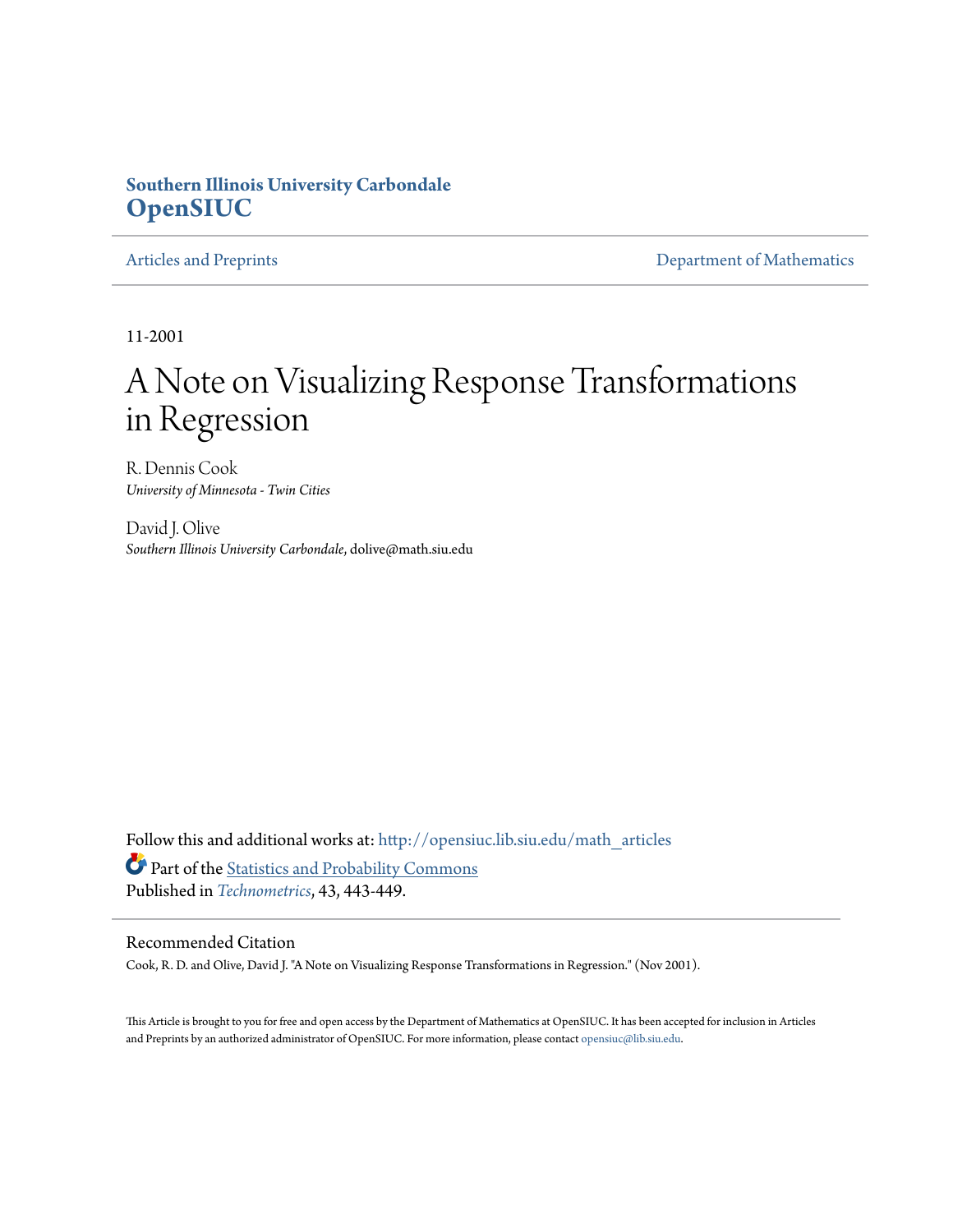Southern Illinois University Carbondale
**OpenSIUC**

Articles and Preprints | Department of Mathematics

11-2001

# A Note on Visualizing Response Transformations in Regression

R. Dennis Cook
*University of Minnesota - Twin Cities*

David J. Olive
*Southern Illinois University Carbondale*, dolive@math.siu.edu

Follow this and additional works at: http://opensiuc.lib.siu.edu/math_articles

Part of the Statistics and Probability Commons

Published in *Technometrics*, 43, 443-449.

## Recommended Citation

Cook, R. D. and Olive, David J. "A Note on Visualizing Response Transformations in Regression." (Nov 2001).

This Article is brought to you for free and open access by the Department of Mathematics at OpenSIUC. It has been accepted for inclusion in Articles and Preprints by an authorized administrator of OpenSIUC. For more information, please contact opensiuc@lib.siu.edu.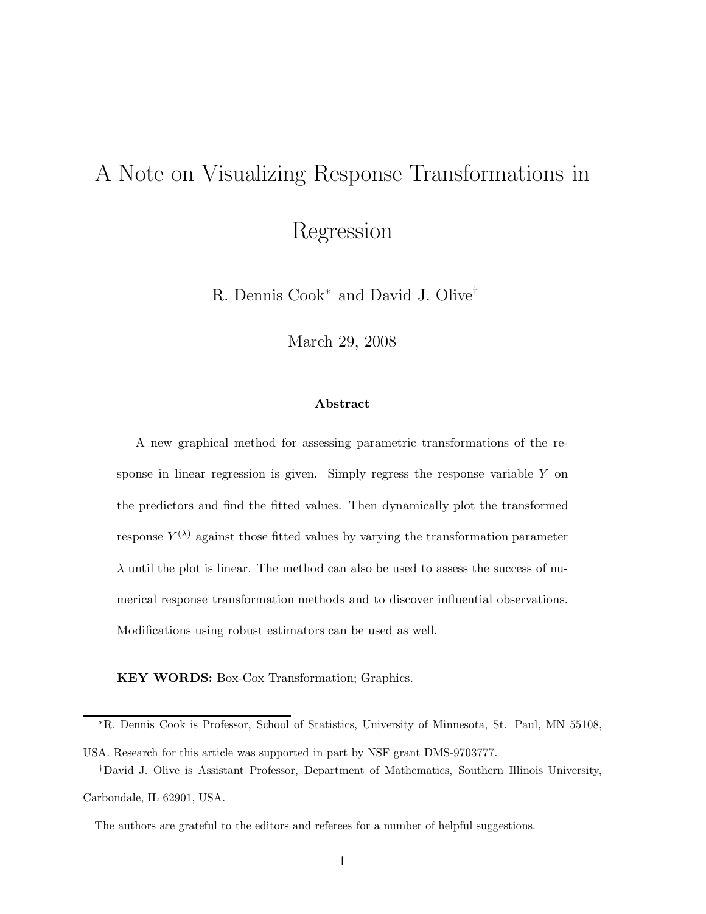# A Note on Visualizing Response Transformations in Regression

R. Dennis Cook* and David J. Olive†

March 29, 2008

### Abstract

A new graphical method for assessing parametric transformations of the response in linear regression is given. Simply regress the response variable $Y$ on the predictors and find the fitted values. Then dynamically plot the transformed response $Y^{(\lambda)}$ against those fitted values by varying the transformation parameter $\lambda$ until the plot is linear. The method can also be used to assess the success of numerical response transformation methods and to discover influential observations. Modifications using robust estimators can be used as well.

**KEY WORDS:** Box-Cox Transformation; Graphics.

---

*R. Dennis Cook is Professor, School of Statistics, University of Minnesota, St. Paul, MN 55108, USA. Research for this article was supported in part by NSF grant DMS-9703777.

†David J. Olive is Assistant Professor, Department of Mathematics, Southern Illinois University, Carbondale, IL 62901, USA.

The authors are grateful to the editors and referees for a number of helpful suggestions.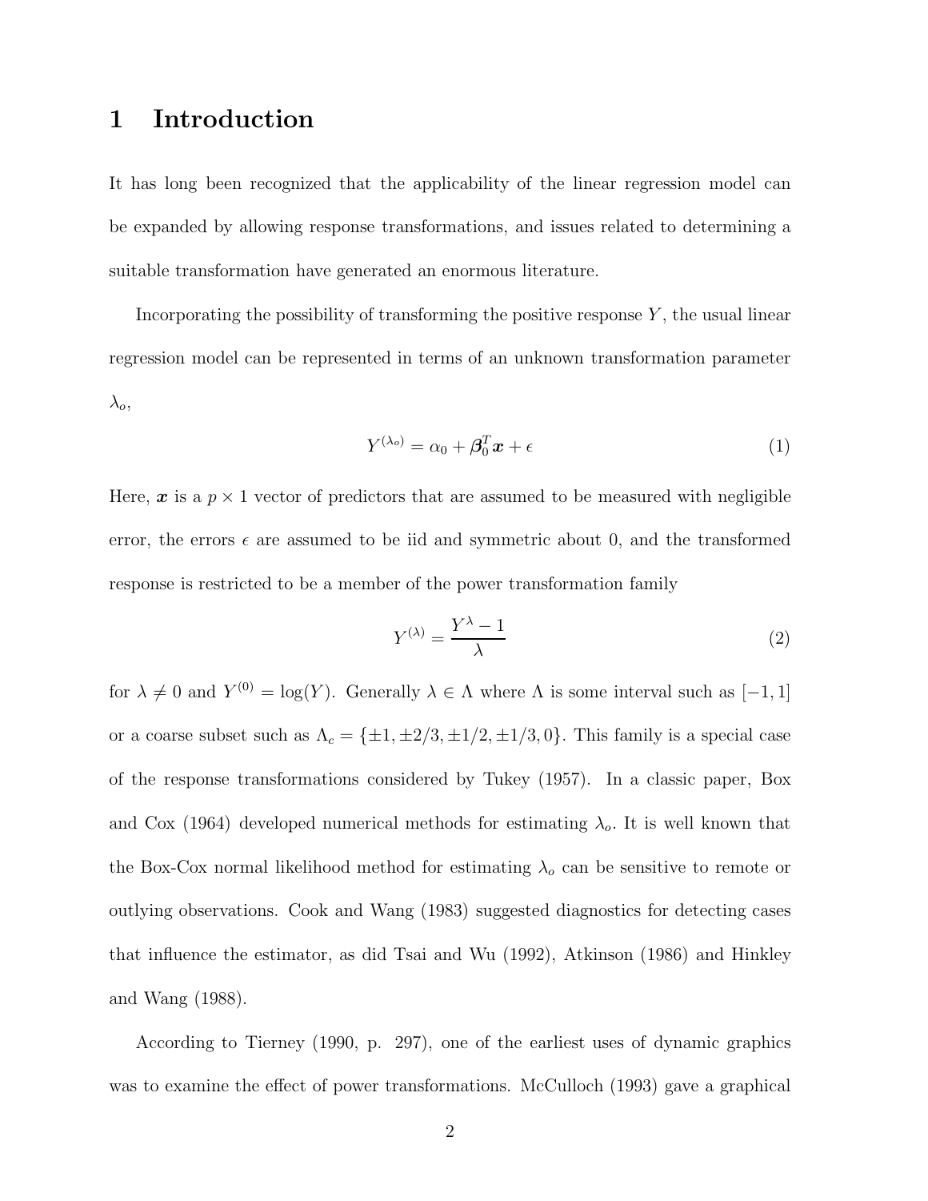# 1 Introduction

It has long been recognized that the applicability of the linear regression model can be expanded by allowing response transformations, and issues related to determining a suitable transformation have generated an enormous literature.

Incorporating the possibility of transforming the positive response $Y$, the usual linear regression model can be represented in terms of an unknown transformation parameter $\lambda_o$,

$$Y^{(\lambda_o)} = \alpha_0 + \boldsymbol{\beta}_0^T \boldsymbol{x} + \epsilon \tag{1}$$

Here, $\boldsymbol{x}$ is a $p \times 1$ vector of predictors that are assumed to be measured with negligible error, the errors $\epsilon$ are assumed to be iid and symmetric about 0, and the transformed response is restricted to be a member of the power transformation family

$$Y^{(\lambda)} = \frac{Y^\lambda - 1}{\lambda} \tag{2}$$

for $\lambda \neq 0$ and $Y^{(0)} = \log(Y)$. Generally $\lambda \in \Lambda$ where $\Lambda$ is some interval such as $[-1, 1]$ or a coarse subset such as $\Lambda_c = \{\pm 1, \pm 2/3, \pm 1/2, \pm 1/3, 0\}$. This family is a special case of the response transformations considered by Tukey (1957). In a classic paper, Box and Cox (1964) developed numerical methods for estimating $\lambda_o$. It is well known that the Box-Cox normal likelihood method for estimating $\lambda_o$ can be sensitive to remote or outlying observations. Cook and Wang (1983) suggested diagnostics for detecting cases that influence the estimator, as did Tsai and Wu (1992), Atkinson (1986) and Hinkley and Wang (1988).

According to Tierney (1990, p. 297), one of the earliest uses of dynamic graphics was to examine the effect of power transformations. McCulloch (1993) gave a graphical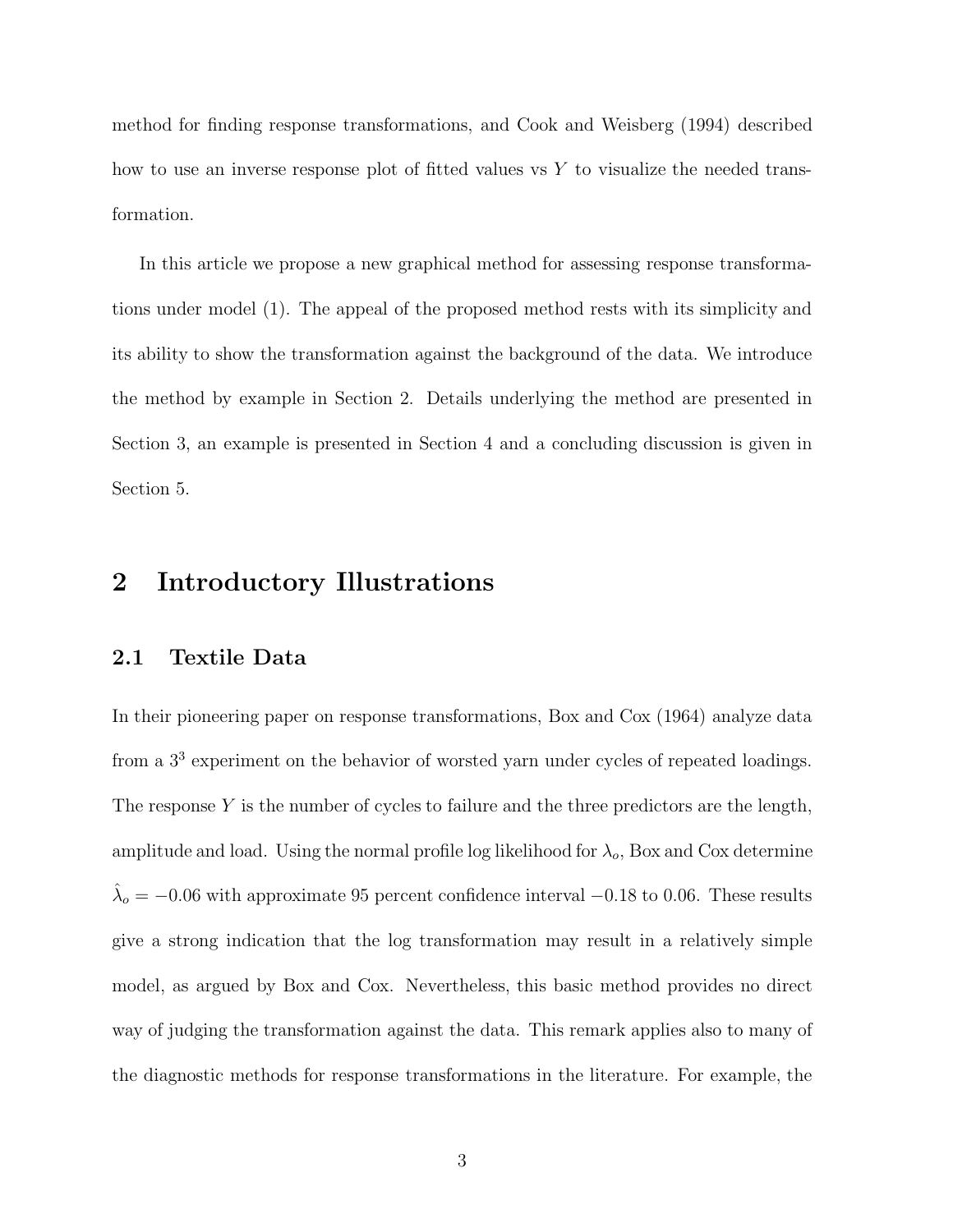method for finding response transformations, and Cook and Weisberg (1994) described how to use an inverse response plot of fitted values vs $Y$ to visualize the needed transformation.

In this article we propose a new graphical method for assessing response transformations under model (1). The appeal of the proposed method rests with its simplicity and its ability to show the transformation against the background of the data. We introduce the method by example in Section 2. Details underlying the method are presented in Section 3, an example is presented in Section 4 and a concluding discussion is given in Section 5.

# 2 Introductory Illustrations

## 2.1 Textile Data

In their pioneering paper on response transformations, Box and Cox (1964) analyze data from a $3^3$ experiment on the behavior of worsted yarn under cycles of repeated loadings. The response $Y$ is the number of cycles to failure and the three predictors are the length, amplitude and load. Using the normal profile log likelihood for $\lambda_o$, Box and Cox determine $\hat{\lambda}_o = -0.06$ with approximate 95 percent confidence interval $-0.18$ to $0.06$. These results give a strong indication that the log transformation may result in a relatively simple model, as argued by Box and Cox. Nevertheless, this basic method provides no direct way of judging the transformation against the data. This remark applies also to many of the diagnostic methods for response transformations in the literature. For example, the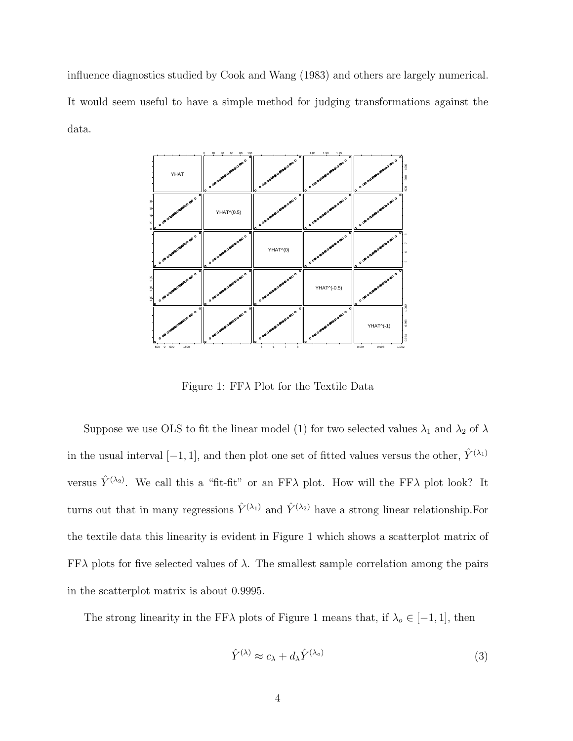influence diagnostics studied by Cook and Wang (1983) and others are largely numerical. It would seem useful to have a simple method for judging transformations against the data.

Figure 1: FF$\lambda$ Plot for the Textile Data

Suppose we use OLS to fit the linear model (1) for two selected values $\lambda_1$ and $\lambda_2$ of $\lambda$ in the usual interval $[-1, 1]$, and then plot one set of fitted values versus the other, $\hat{Y}^{(\lambda_1)}$ versus $\hat{Y}^{(\lambda_2)}$. We call this a "fit-fit" or an FF$\lambda$ plot. How will the FF$\lambda$ plot look? It turns out that in many regressions $\hat{Y}^{(\lambda_1)}$ and $\hat{Y}^{(\lambda_2)}$ have a strong linear relationship.For the textile data this linearity is evident in Figure 1 which shows a scatterplot matrix of FF$\lambda$ plots for five selected values of $\lambda$. The smallest sample correlation among the pairs in the scatterplot matrix is about 0.9995.

The strong linearity in the FF$\lambda$ plots of Figure 1 means that, if $\lambda_o \in [-1, 1]$, then

$$\hat{Y}^{(\lambda)} \approx c_\lambda + d_\lambda \hat{Y}^{(\lambda_o)} \tag{3}$$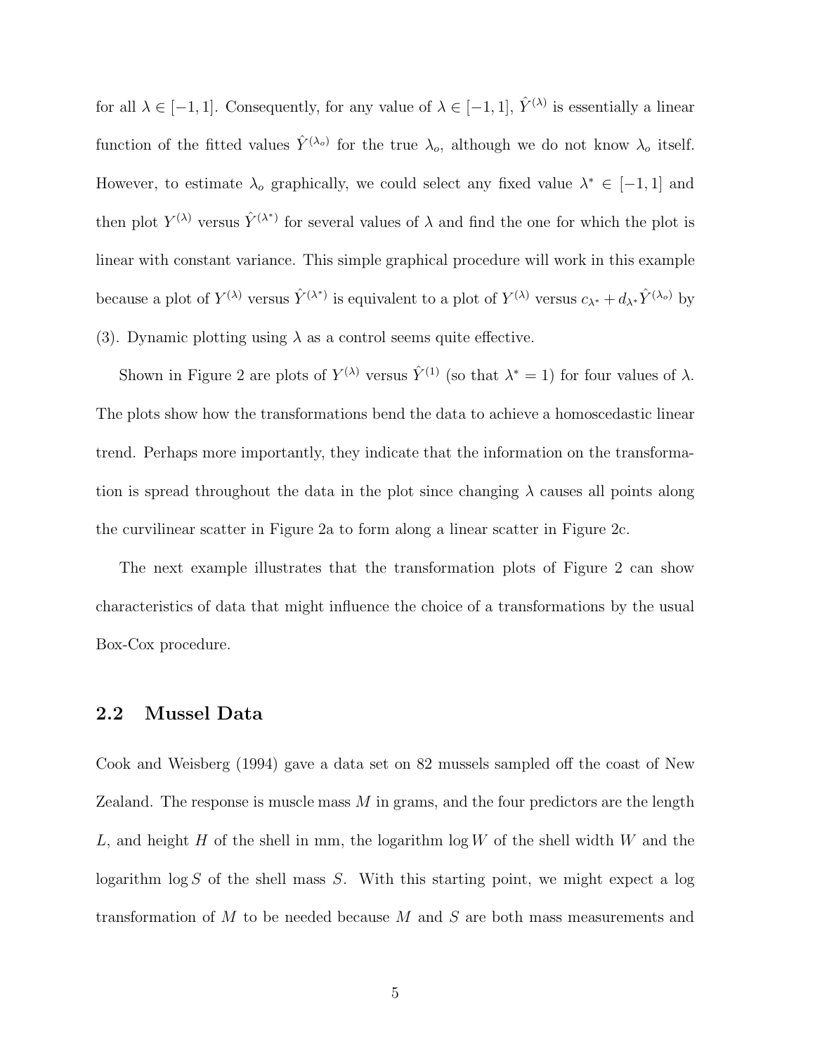for all $\lambda \in [-1, 1]$. Consequently, for any value of $\lambda \in [-1, 1]$, $\hat{Y}^{(\lambda)}$ is essentially a linear function of the fitted values $\hat{Y}^{(\lambda_o)}$ for the true $\lambda_o$, although we do not know $\lambda_o$ itself. However, to estimate $\lambda_o$ graphically, we could select any fixed value $\lambda^* \in [-1, 1]$ and then plot $Y^{(\lambda)}$ versus $\hat{Y}^{(\lambda^*)}$ for several values of $\lambda$ and find the one for which the plot is linear with constant variance. This simple graphical procedure will work in this example because a plot of $Y^{(\lambda)}$ versus $\hat{Y}^{(\lambda^*)}$ is equivalent to a plot of $Y^{(\lambda)}$ versus $c_{\lambda^*} + d_{\lambda^*}\hat{Y}^{(\lambda_o)}$ by (3). Dynamic plotting using $\lambda$ as a control seems quite effective.

Shown in Figure 2 are plots of $Y^{(\lambda)}$ versus $\hat{Y}^{(1)}$ (so that $\lambda^* = 1$) for four values of $\lambda$. The plots show how the transformations bend the data to achieve a homoscedastic linear trend. Perhaps more importantly, they indicate that the information on the transformation is spread throughout the data in the plot since changing $\lambda$ causes all points along the curvilinear scatter in Figure 2a to form along a linear scatter in Figure 2c.

The next example illustrates that the transformation plots of Figure 2 can show characteristics of data that might influence the choice of a transformations by the usual Box-Cox procedure.

## 2.2 Mussel Data

Cook and Weisberg (1994) gave a data set on 82 mussels sampled off the coast of New Zealand. The response is muscle mass $M$ in grams, and the four predictors are the length $L$, and height $H$ of the shell in mm, the logarithm $\log W$ of the shell width $W$ and the logarithm $\log S$ of the shell mass $S$. With this starting point, we might expect a log transformation of $M$ to be needed because $M$ and $S$ are both mass measurements and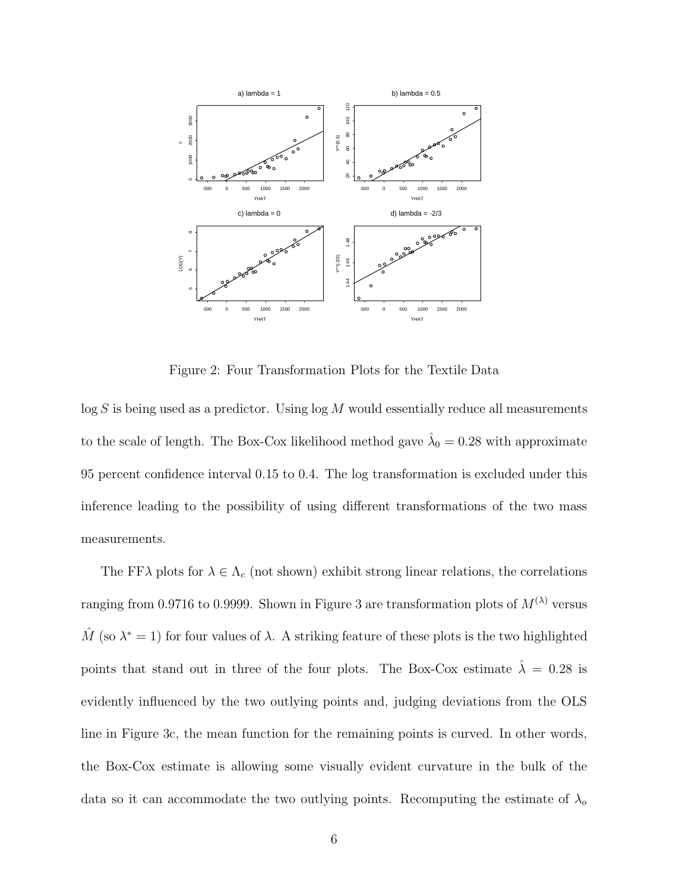Figure 2: Four Transformation Plots for the Textile Data

$\log S$ is being used as a predictor. Using $\log M$ would essentially reduce all measurements to the scale of length. The Box-Cox likelihood method gave $\hat{\lambda}_0 = 0.28$ with approximate 95 percent confidence interval 0.15 to 0.4. The log transformation is excluded under this inference leading to the possibility of using different transformations of the two mass measurements.

The FF$\lambda$ plots for $\lambda \in \Lambda_c$ (not shown) exhibit strong linear relations, the correlations ranging from 0.9716 to 0.9999. Shown in Figure 3 are transformation plots of $M^{(\lambda)}$ versus $\hat{M}$ (so $\lambda^* = 1$) for four values of $\lambda$. A striking feature of these plots is the two highlighted points that stand out in three of the four plots. The Box-Cox estimate $\hat{\lambda} = 0.28$ is evidently influenced by the two outlying points and, judging deviations from the OLS line in Figure 3c, the mean function for the remaining points is curved. In other words, the Box-Cox estimate is allowing some visually evident curvature in the bulk of the data so it can accommodate the two outlying points. Recomputing the estimate of $\lambda_o$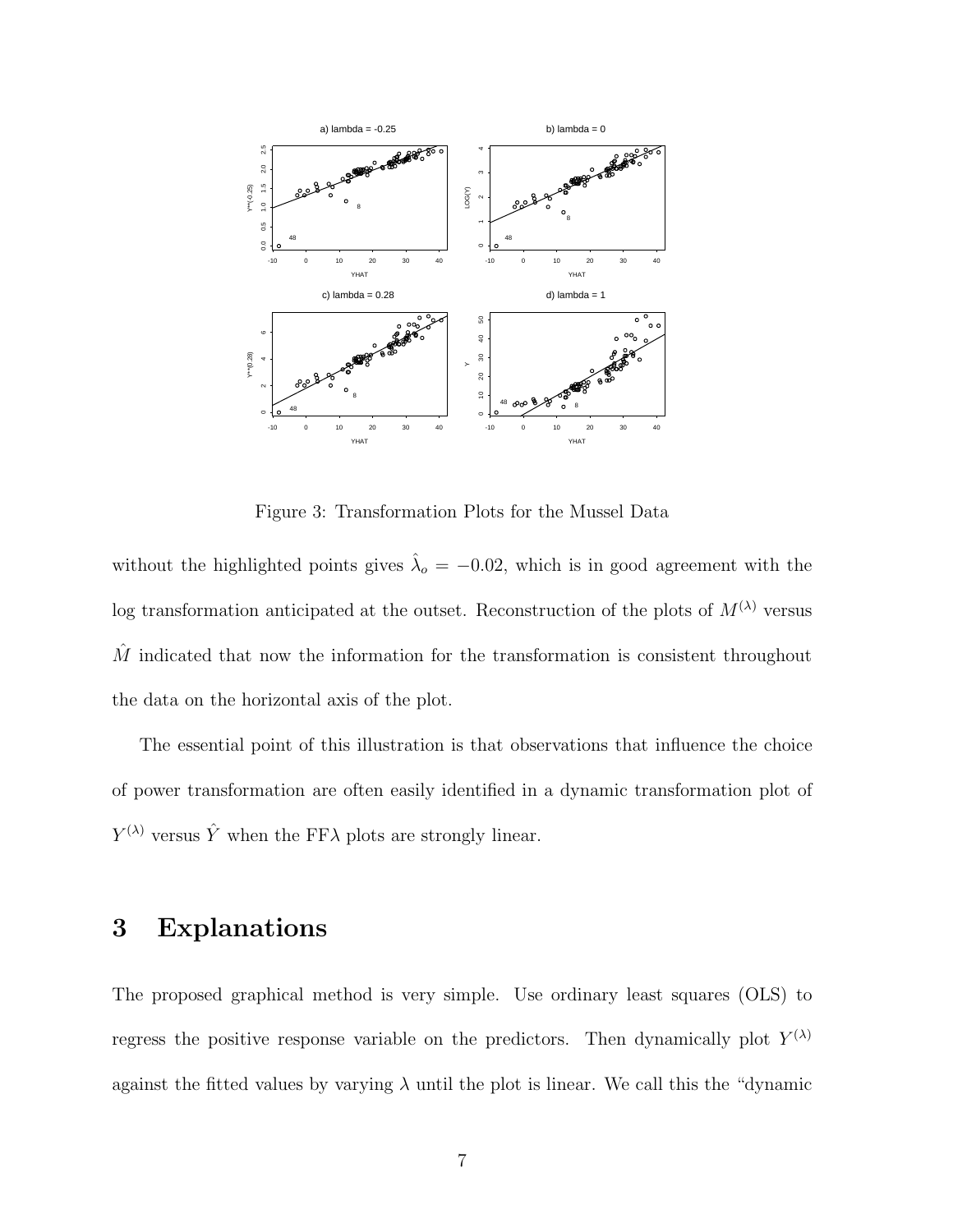Figure 3: Transformation Plots for the Mussel Data

without the highlighted points gives $\hat{\lambda}_o = -0.02$, which is in good agreement with the log transformation anticipated at the outset. Reconstruction of the plots of $M^{(\lambda)}$ versus $\hat{M}$ indicated that now the information for the transformation is consistent throughout the data on the horizontal axis of the plot.

The essential point of this illustration is that observations that influence the choice of power transformation are often easily identified in a dynamic transformation plot of $Y^{(\lambda)}$ versus $\hat{Y}$ when the FF$\lambda$ plots are strongly linear.

# 3 Explanations

The proposed graphical method is very simple. Use ordinary least squares (OLS) to regress the positive response variable on the predictors. Then dynamically plot $Y^{(\lambda)}$ against the fitted values by varying $\lambda$ until the plot is linear. We call this the "dynamic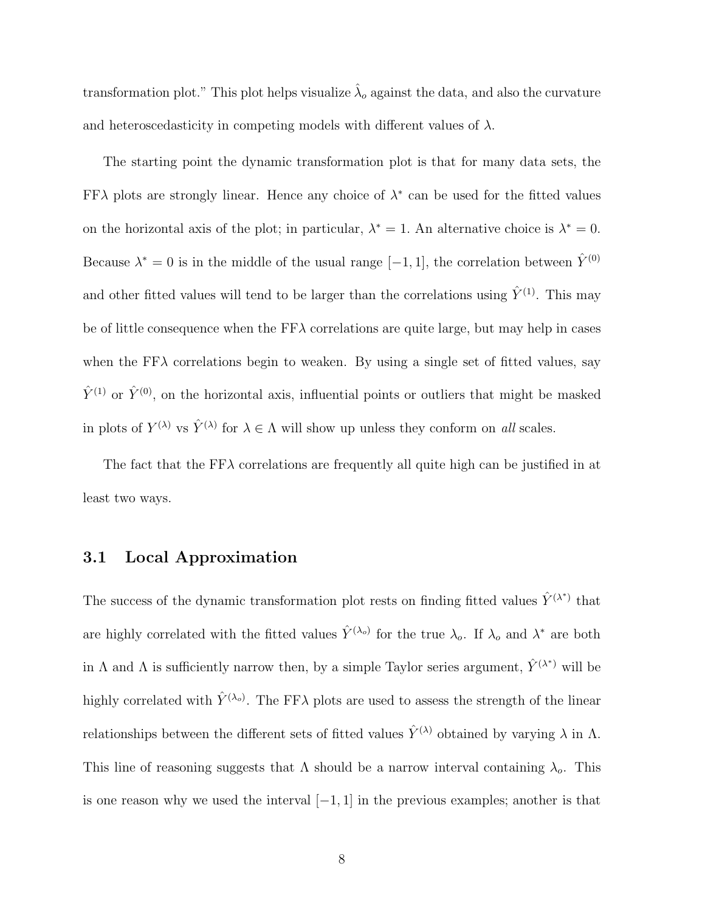transformation plot." This plot helps visualize $\hat{\lambda}_o$ against the data, and also the curvature and heteroscedasticity in competing models with different values of $\lambda$.

The starting point the dynamic transformation plot is that for many data sets, the FF$\lambda$ plots are strongly linear. Hence any choice of $\lambda^*$ can be used for the fitted values on the horizontal axis of the plot; in particular, $\lambda^* = 1$. An alternative choice is $\lambda^* = 0$. Because $\lambda^* = 0$ is in the middle of the usual range $[-1, 1]$, the correlation between $\hat{Y}^{(0)}$ and other fitted values will tend to be larger than the correlations using $\hat{Y}^{(1)}$. This may be of little consequence when the FF$\lambda$ correlations are quite large, but may help in cases when the FF$\lambda$ correlations begin to weaken. By using a single set of fitted values, say $\hat{Y}^{(1)}$ or $\hat{Y}^{(0)}$, on the horizontal axis, influential points or outliers that might be masked in plots of $Y^{(\lambda)}$ vs $\hat{Y}^{(\lambda)}$ for $\lambda \in \Lambda$ will show up unless they conform on *all* scales.

The fact that the FF$\lambda$ correlations are frequently all quite high can be justified in at least two ways.

### 3.1 Local Approximation

The success of the dynamic transformation plot rests on finding fitted values $\hat{Y}^{(\lambda^*)}$ that are highly correlated with the fitted values $\hat{Y}^{(\lambda_o)}$ for the true $\lambda_o$. If $\lambda_o$ and $\lambda^*$ are both in $\Lambda$ and $\Lambda$ is sufficiently narrow then, by a simple Taylor series argument, $\hat{Y}^{(\lambda^*)}$ will be highly correlated with $\hat{Y}^{(\lambda_o)}$. The FF$\lambda$ plots are used to assess the strength of the linear relationships between the different sets of fitted values $\hat{Y}^{(\lambda)}$ obtained by varying $\lambda$ in $\Lambda$. This line of reasoning suggests that $\Lambda$ should be a narrow interval containing $\lambda_o$. This is one reason why we used the interval $[-1, 1]$ in the previous examples; another is that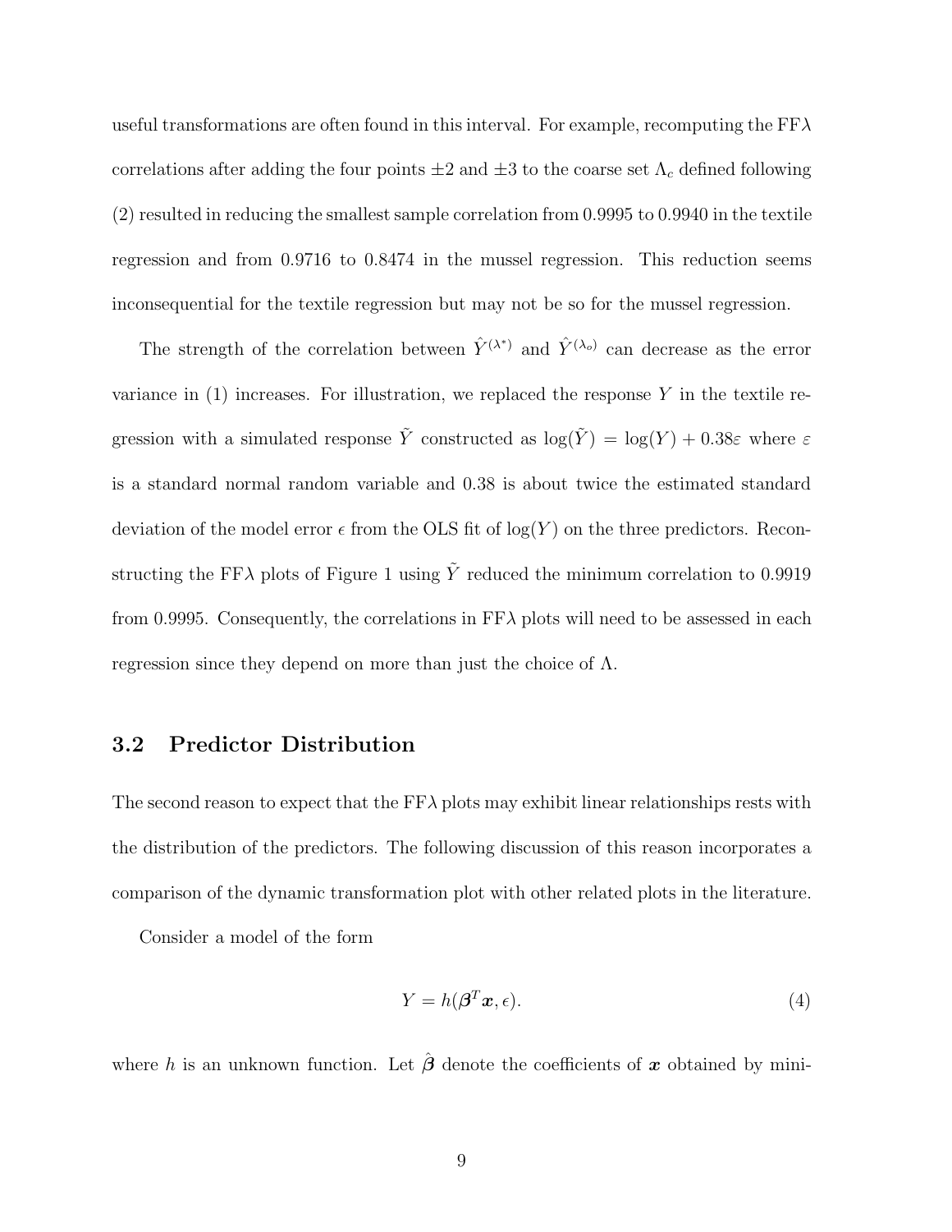useful transformations are often found in this interval. For example, recomputing the FF$\lambda$ correlations after adding the four points $\pm 2$ and $\pm 3$ to the coarse set $\Lambda_c$ defined following (2) resulted in reducing the smallest sample correlation from 0.9995 to 0.9940 in the textile regression and from 0.9716 to 0.8474 in the mussel regression. This reduction seems inconsequential for the textile regression but may not be so for the mussel regression.

The strength of the correlation between $\hat{Y}^{(\lambda^*)}$ and $\hat{Y}^{(\lambda_o)}$ can decrease as the error variance in (1) increases. For illustration, we replaced the response $Y$ in the textile regression with a simulated response $\tilde{Y}$ constructed as $\log(\tilde{Y}) = \log(Y) + 0.38\varepsilon$ where $\varepsilon$ is a standard normal random variable and 0.38 is about twice the estimated standard deviation of the model error $\epsilon$ from the OLS fit of $\log(Y)$ on the three predictors. Reconstructing the FF$\lambda$ plots of Figure 1 using $\tilde{Y}$ reduced the minimum correlation to 0.9919 from 0.9995. Consequently, the correlations in FF$\lambda$ plots will need to be assessed in each regression since they depend on more than just the choice of $\Lambda$.

### 3.2 Predictor Distribution

The second reason to expect that the FF$\lambda$ plots may exhibit linear relationships rests with the distribution of the predictors. The following discussion of this reason incorporates a comparison of the dynamic transformation plot with other related plots in the literature.

Consider a model of the form

$$Y = h(\boldsymbol{\beta}^T \boldsymbol{x}, \epsilon). \tag{4}$$

where $h$ is an unknown function. Let $\hat{\boldsymbol{\beta}}$ denote the coefficients of $\boldsymbol{x}$ obtained by mini-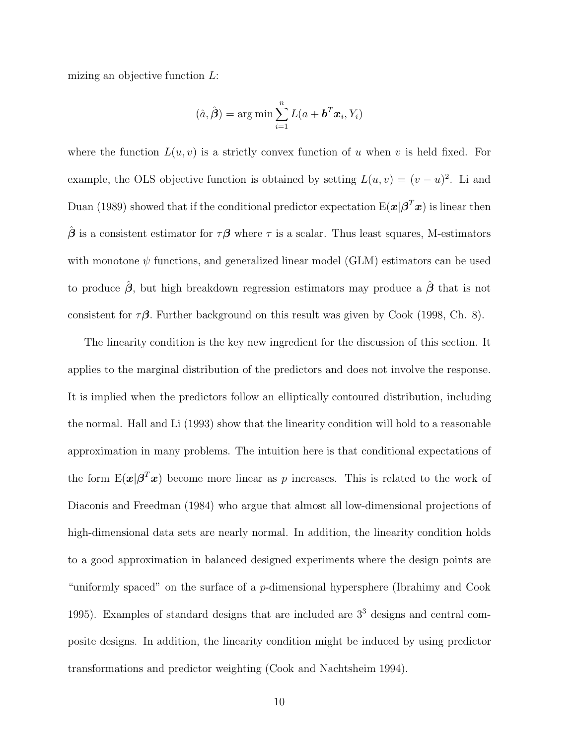mizing an objective function $L$:

$$(\hat{a}, \hat{\boldsymbol{\beta}}) = \arg\min \sum_{i=1}^{n} L(a + \boldsymbol{b}^T \boldsymbol{x}_i, Y_i)$$

where the function $L(u, v)$ is a strictly convex function of $u$ when $v$ is held fixed. For example, the OLS objective function is obtained by setting $L(u, v) = (v - u)^2$. Li and Duan (1989) showed that if the conditional predictor expectation $\mathrm{E}(\boldsymbol{x}|\boldsymbol{\beta}^T \boldsymbol{x})$ is linear then $\hat{\boldsymbol{\beta}}$ is a consistent estimator for $\tau\boldsymbol{\beta}$ where $\tau$ is a scalar. Thus least squares, M-estimators with monotone $\psi$ functions, and generalized linear model (GLM) estimators can be used to produce $\hat{\boldsymbol{\beta}}$, but high breakdown regression estimators may produce a $\hat{\boldsymbol{\beta}}$ that is not consistent for $\tau\boldsymbol{\beta}$. Further background on this result was given by Cook (1998, Ch. 8).

The linearity condition is the key new ingredient for the discussion of this section. It applies to the marginal distribution of the predictors and does not involve the response. It is implied when the predictors follow an elliptically contoured distribution, including the normal. Hall and Li (1993) show that the linearity condition will hold to a reasonable approximation in many problems. The intuition here is that conditional expectations of the form $\mathrm{E}(\boldsymbol{x}|\boldsymbol{\beta}^T \boldsymbol{x})$ become more linear as $p$ increases. This is related to the work of Diaconis and Freedman (1984) who argue that almost all low-dimensional projections of high-dimensional data sets are nearly normal. In addition, the linearity condition holds to a good approximation in balanced designed experiments where the design points are "uniformly spaced" on the surface of a $p$-dimensional hypersphere (Ibrahimy and Cook 1995). Examples of standard designs that are included are $3^3$ designs and central composite designs. In addition, the linearity condition might be induced by using predictor transformations and predictor weighting (Cook and Nachtsheim 1994).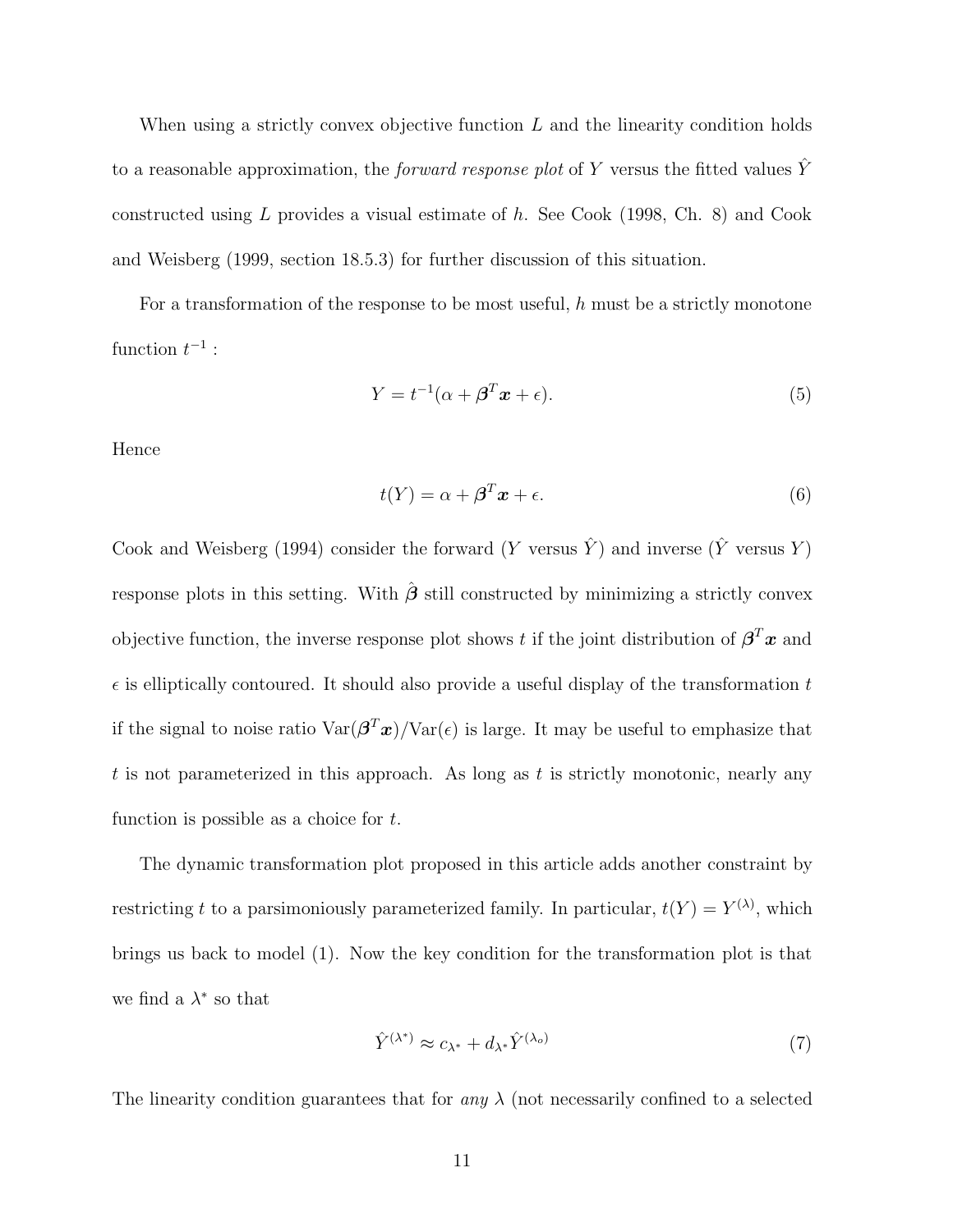When using a strictly convex objective function $L$ and the linearity condition holds to a reasonable approximation, the *forward response plot* of $Y$ versus the fitted values $\hat{Y}$ constructed using $L$ provides a visual estimate of $h$. See Cook (1998, Ch. 8) and Cook and Weisberg (1999, section 18.5.3) for further discussion of this situation.

For a transformation of the response to be most useful, $h$ must be a strictly monotone function $t^{-1}$ :

$$Y = t^{-1}(\alpha + \boldsymbol{\beta}^T \boldsymbol{x} + \epsilon). \tag{5}$$

Hence

$$t(Y) = \alpha + \boldsymbol{\beta}^T \boldsymbol{x} + \epsilon. \tag{6}$$

Cook and Weisberg (1994) consider the forward ($Y$ versus $\hat{Y}$) and inverse ($\hat{Y}$ versus $Y$) response plots in this setting. With $\hat{\boldsymbol{\beta}}$ still constructed by minimizing a strictly convex objective function, the inverse response plot shows $t$ if the joint distribution of $\boldsymbol{\beta}^T \boldsymbol{x}$ and $\epsilon$ is elliptically contoured. It should also provide a useful display of the transformation $t$ if the signal to noise ratio $\text{Var}(\boldsymbol{\beta}^T \boldsymbol{x})/\text{Var}(\epsilon)$ is large. It may be useful to emphasize that $t$ is not parameterized in this approach. As long as $t$ is strictly monotonic, nearly any function is possible as a choice for $t$.

The dynamic transformation plot proposed in this article adds another constraint by restricting $t$ to a parsimoniously parameterized family. In particular, $t(Y) = Y^{(\lambda)}$, which brings us back to model (1). Now the key condition for the transformation plot is that we find a $\lambda^*$ so that

$$\hat{Y}^{(\lambda^*)} \approx c_{\lambda^*} + d_{\lambda^*} \hat{Y}^{(\lambda_o)} \tag{7}$$

The linearity condition guarantees that for *any* $\lambda$ (not necessarily confined to a selected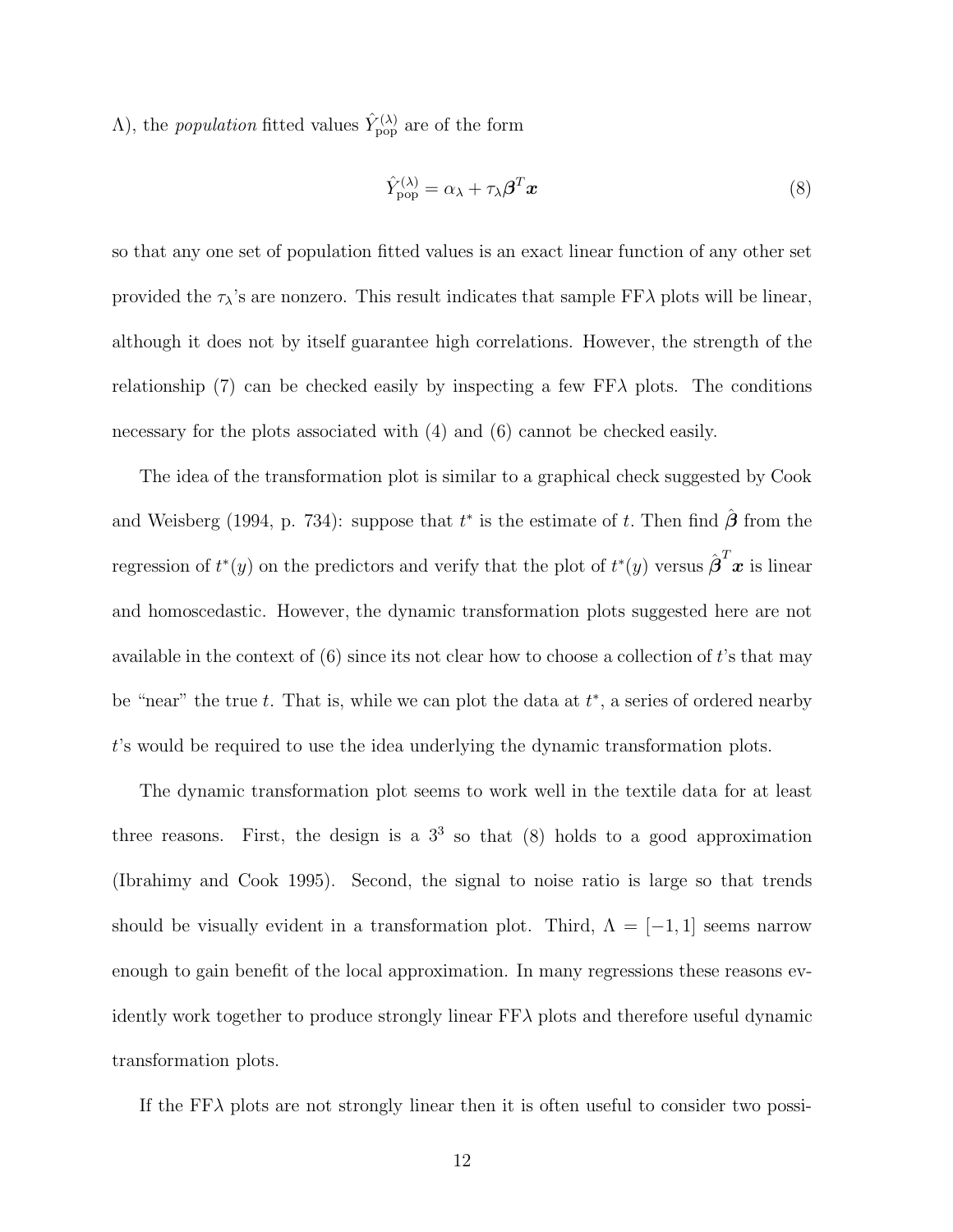$\Lambda$), the *population* fitted values $\hat{Y}_{\text{pop}}^{(\lambda)}$ are of the form

$$\hat{Y}_{\text{pop}}^{(\lambda)} = \alpha_\lambda + \tau_\lambda \boldsymbol{\beta}^T \boldsymbol{x} \tag{8}$$

so that any one set of population fitted values is an exact linear function of any other set provided the $\tau_\lambda$'s are nonzero. This result indicates that sample FF$\lambda$ plots will be linear, although it does not by itself guarantee high correlations. However, the strength of the relationship (7) can be checked easily by inspecting a few FF$\lambda$ plots. The conditions necessary for the plots associated with (4) and (6) cannot be checked easily.

The idea of the transformation plot is similar to a graphical check suggested by Cook and Weisberg (1994, p. 734): suppose that $t^*$ is the estimate of $t$. Then find $\hat{\boldsymbol{\beta}}$ from the regression of $t^*(y)$ on the predictors and verify that the plot of $t^*(y)$ versus $\hat{\boldsymbol{\beta}}^T \boldsymbol{x}$ is linear and homoscedastic. However, the dynamic transformation plots suggested here are not available in the context of (6) since its not clear how to choose a collection of $t$'s that may be "near" the true $t$. That is, while we can plot the data at $t^*$, a series of ordered nearby $t$'s would be required to use the idea underlying the dynamic transformation plots.

The dynamic transformation plot seems to work well in the textile data for at least three reasons. First, the design is a $3^3$ so that (8) holds to a good approximation (Ibrahimy and Cook 1995). Second, the signal to noise ratio is large so that trends should be visually evident in a transformation plot. Third, $\Lambda = [-1, 1]$ seems narrow enough to gain benefit of the local approximation. In many regressions these reasons evidently work together to produce strongly linear FF$\lambda$ plots and therefore useful dynamic transformation plots.

If the FF$\lambda$ plots are not strongly linear then it is often useful to consider two possi-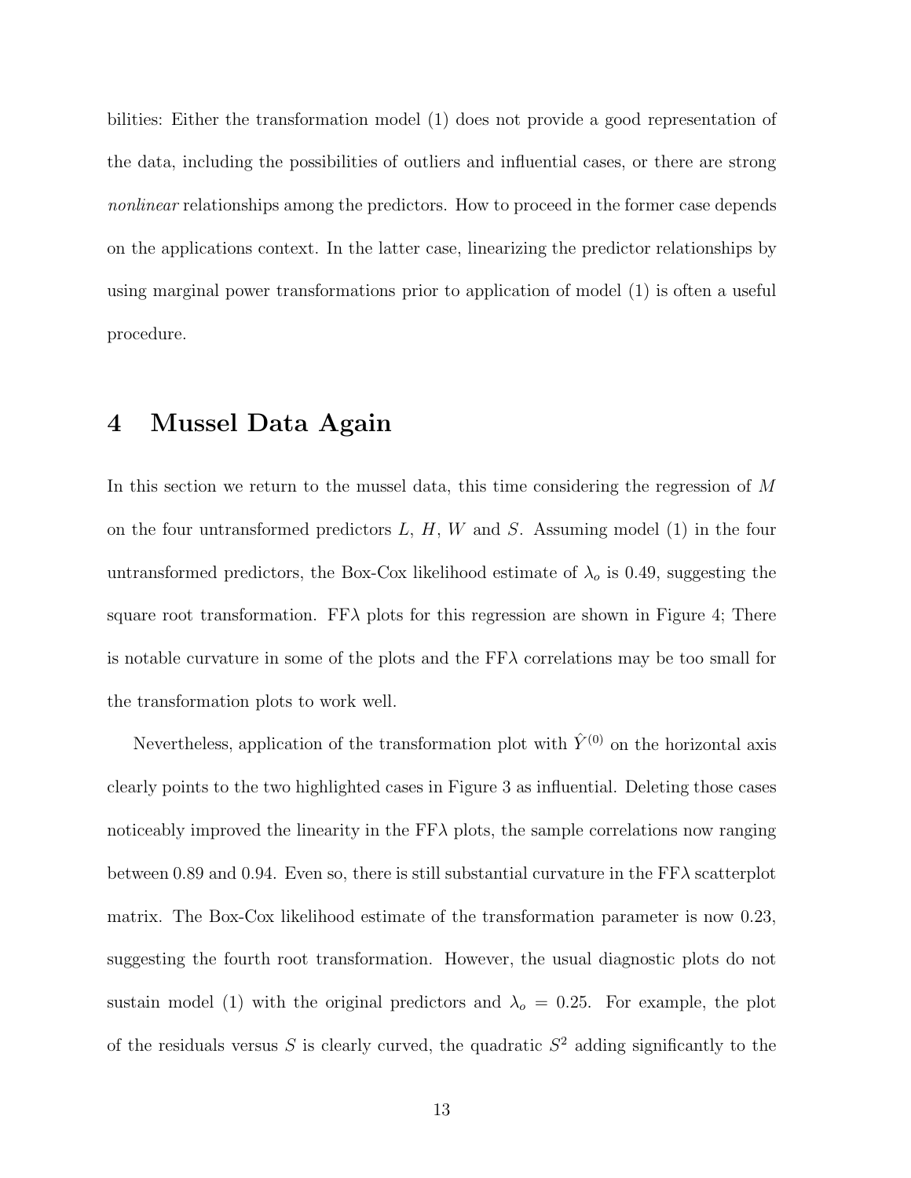bilities: Either the transformation model (1) does not provide a good representation of the data, including the possibilities of outliers and influential cases, or there are strong *nonlinear* relationships among the predictors. How to proceed in the former case depends on the applications context. In the latter case, linearizing the predictor relationships by using marginal power transformations prior to application of model (1) is often a useful procedure.

# 4 Mussel Data Again

In this section we return to the mussel data, this time considering the regression of $M$ on the four untransformed predictors $L$, $H$, $W$ and $S$. Assuming model (1) in the four untransformed predictors, the Box-Cox likelihood estimate of $\lambda_o$ is 0.49, suggesting the square root transformation. FF$\lambda$ plots for this regression are shown in Figure 4; There is notable curvature in some of the plots and the FF$\lambda$ correlations may be too small for the transformation plots to work well.

Nevertheless, application of the transformation plot with $\hat{Y}^{(0)}$ on the horizontal axis clearly points to the two highlighted cases in Figure 3 as influential. Deleting those cases noticeably improved the linearity in the FF$\lambda$ plots, the sample correlations now ranging between 0.89 and 0.94. Even so, there is still substantial curvature in the FF$\lambda$ scatterplot matrix. The Box-Cox likelihood estimate of the transformation parameter is now 0.23, suggesting the fourth root transformation. However, the usual diagnostic plots do not sustain model (1) with the original predictors and $\lambda_o = 0.25$. For example, the plot of the residuals versus $S$ is clearly curved, the quadratic $S^2$ adding significantly to the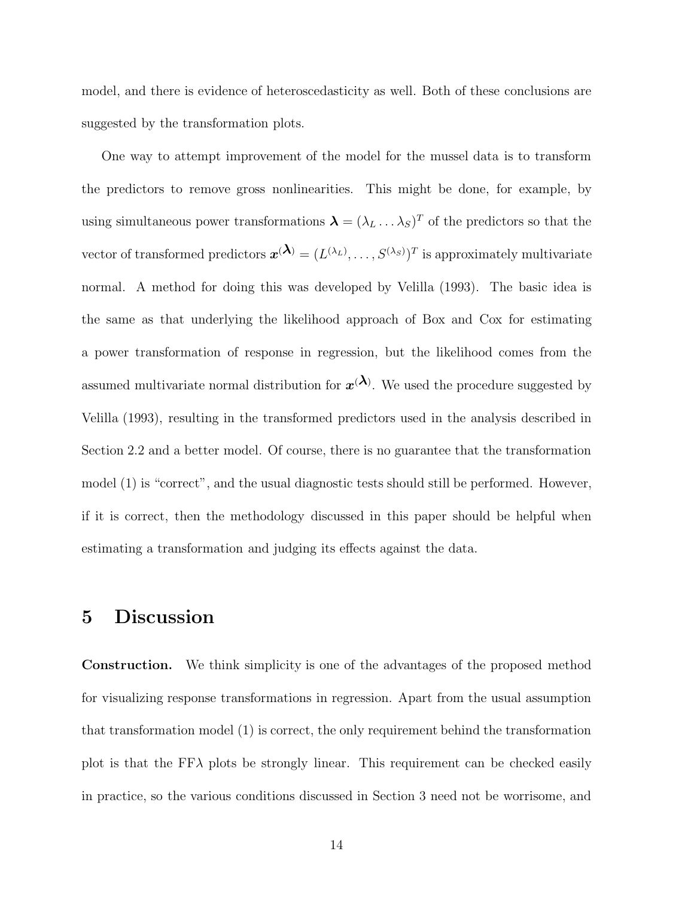model, and there is evidence of heteroscedasticity as well. Both of these conclusions are suggested by the transformation plots.

One way to attempt improvement of the model for the mussel data is to transform the predictors to remove gross nonlinearities. This might be done, for example, by using simultaneous power transformations $\boldsymbol{\lambda} = (\lambda_L \ldots \lambda_S)^T$ of the predictors so that the vector of transformed predictors $\boldsymbol{x}^{(\boldsymbol{\lambda})} = (L^{(\lambda_L)}, \ldots, S^{(\lambda_S)})^T$ is approximately multivariate normal. A method for doing this was developed by Velilla (1993). The basic idea is the same as that underlying the likelihood approach of Box and Cox for estimating a power transformation of response in regression, but the likelihood comes from the assumed multivariate normal distribution for $\boldsymbol{x}^{(\boldsymbol{\lambda})}$. We used the procedure suggested by Velilla (1993), resulting in the transformed predictors used in the analysis described in Section 2.2 and a better model. Of course, there is no guarantee that the transformation model (1) is "correct", and the usual diagnostic tests should still be performed. However, if it is correct, then the methodology discussed in this paper should be helpful when estimating a transformation and judging its effects against the data.

# 5 Discussion

**Construction.** We think simplicity is one of the advantages of the proposed method for visualizing response transformations in regression. Apart from the usual assumption that transformation model (1) is correct, the only requirement behind the transformation plot is that the FF$\lambda$ plots be strongly linear. This requirement can be checked easily in practice, so the various conditions discussed in Section 3 need not be worrisome, and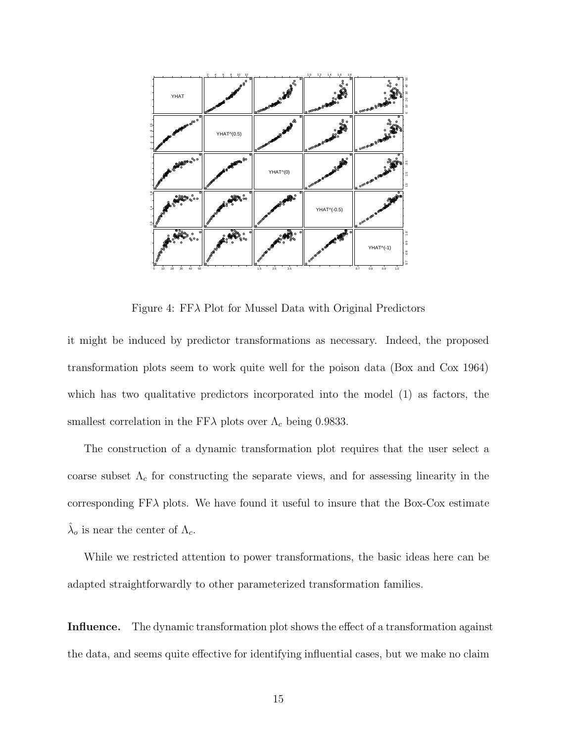Figure 4: FF$\lambda$ Plot for Mussel Data with Original Predictors

it might be induced by predictor transformations as necessary. Indeed, the proposed transformation plots seem to work quite well for the poison data (Box and Cox 1964) which has two qualitative predictors incorporated into the model (1) as factors, the smallest correlation in the FF$\lambda$ plots over $\Lambda_c$ being 0.9833.

The construction of a dynamic transformation plot requires that the user select a coarse subset $\Lambda_c$ for constructing the separate views, and for assessing linearity in the corresponding FF$\lambda$ plots. We have found it useful to insure that the Box-Cox estimate $\hat{\lambda}_o$ is near the center of $\Lambda_c$.

While we restricted attention to power transformations, the basic ideas here can be adapted straightforwardly to other parameterized transformation families.

**Influence.** The dynamic transformation plot shows the effect of a transformation against the data, and seems quite effective for identifying influential cases, but we make no claim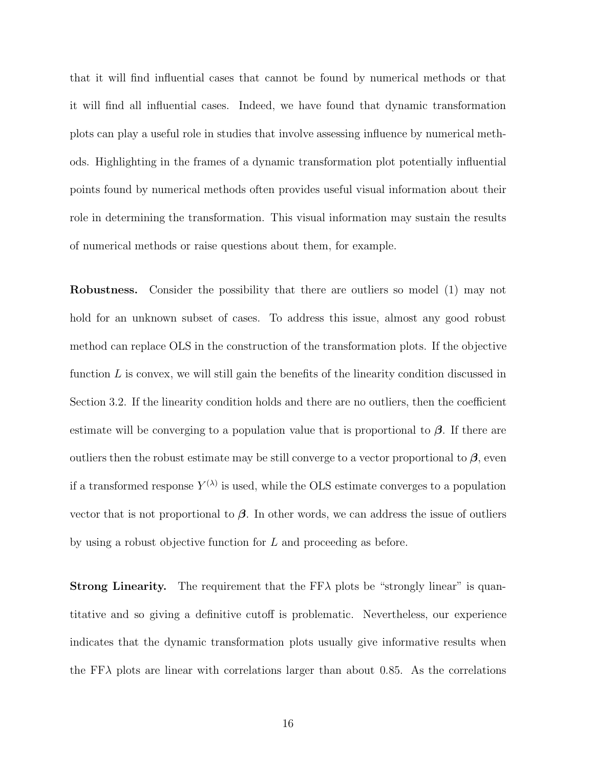that it will find influential cases that cannot be found by numerical methods or that it will find all influential cases. Indeed, we have found that dynamic transformation plots can play a useful role in studies that involve assessing influence by numerical methods. Highlighting in the frames of a dynamic transformation plot potentially influential points found by numerical methods often provides useful visual information about their role in determining the transformation. This visual information may sustain the results of numerical methods or raise questions about them, for example.

**Robustness.** Consider the possibility that there are outliers so model (1) may not hold for an unknown subset of cases. To address this issue, almost any good robust method can replace OLS in the construction of the transformation plots. If the objective function $L$ is convex, we will still gain the benefits of the linearity condition discussed in Section 3.2. If the linearity condition holds and there are no outliers, then the coefficient estimate will be converging to a population value that is proportional to $\boldsymbol{\beta}$. If there are outliers then the robust estimate may be still converge to a vector proportional to $\boldsymbol{\beta}$, even if a transformed response $Y^{(\lambda)}$ is used, while the OLS estimate converges to a population vector that is not proportional to $\boldsymbol{\beta}$. In other words, we can address the issue of outliers by using a robust objective function for $L$ and proceeding as before.

**Strong Linearity.** The requirement that the FF$\lambda$ plots be "strongly linear" is quantitative and so giving a definitive cutoff is problematic. Nevertheless, our experience indicates that the dynamic transformation plots usually give informative results when the FF$\lambda$ plots are linear with correlations larger than about 0.85. As the correlations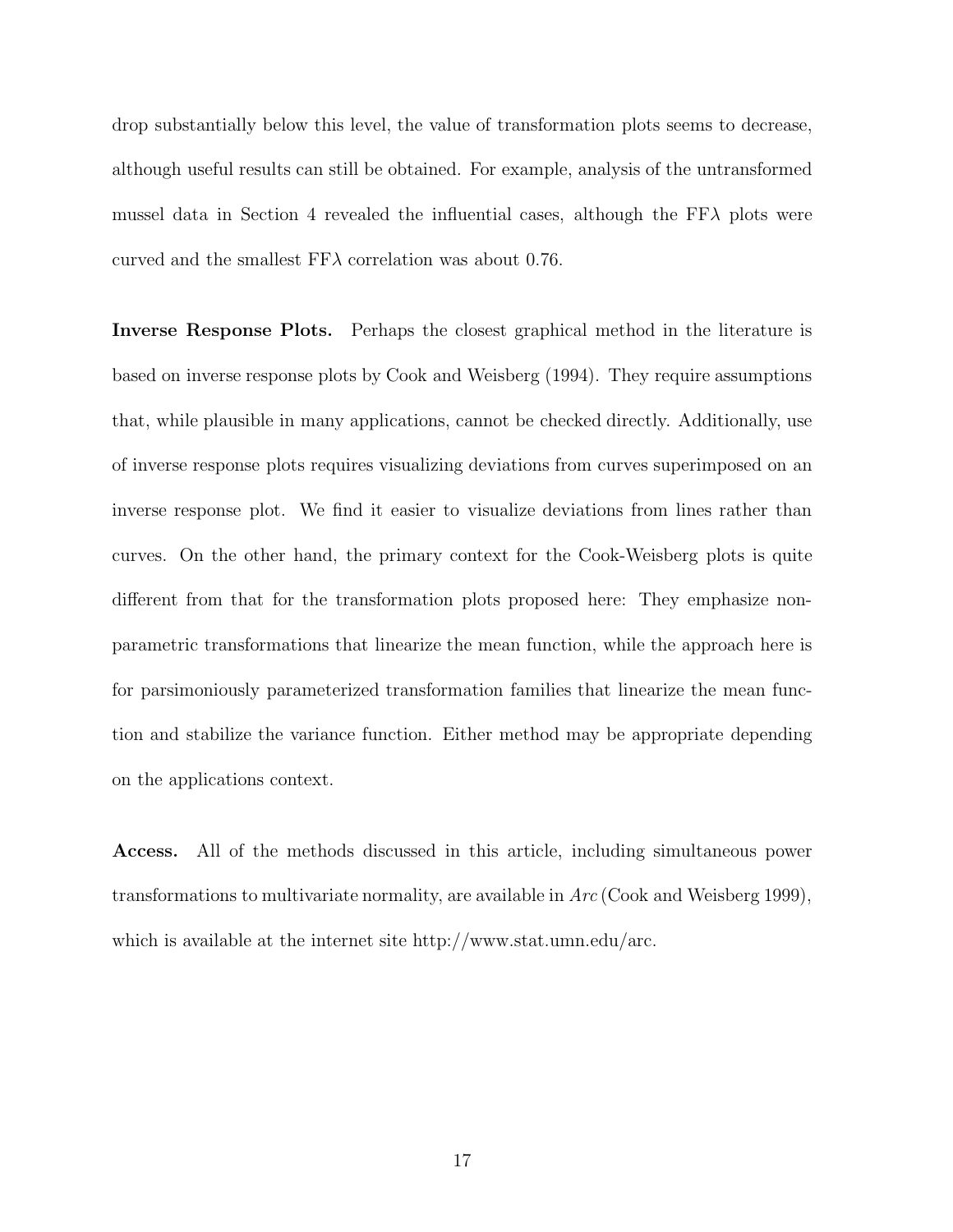drop substantially below this level, the value of transformation plots seems to decrease, although useful results can still be obtained. For example, analysis of the untransformed mussel data in Section 4 revealed the influential cases, although the FF$\lambda$ plots were curved and the smallest FF$\lambda$ correlation was about 0.76.

**Inverse Response Plots.** Perhaps the closest graphical method in the literature is based on inverse response plots by Cook and Weisberg (1994). They require assumptions that, while plausible in many applications, cannot be checked directly. Additionally, use of inverse response plots requires visualizing deviations from curves superimposed on an inverse response plot. We find it easier to visualize deviations from lines rather than curves. On the other hand, the primary context for the Cook-Weisberg plots is quite different from that for the transformation plots proposed here: They emphasize non-parametric transformations that linearize the mean function, while the approach here is for parsimoniously parameterized transformation families that linearize the mean function and stabilize the variance function. Either method may be appropriate depending on the applications context.

**Access.** All of the methods discussed in this article, including simultaneous power transformations to multivariate normality, are available in *Arc* (Cook and Weisberg 1999), which is available at the internet site http://www.stat.umn.edu/arc.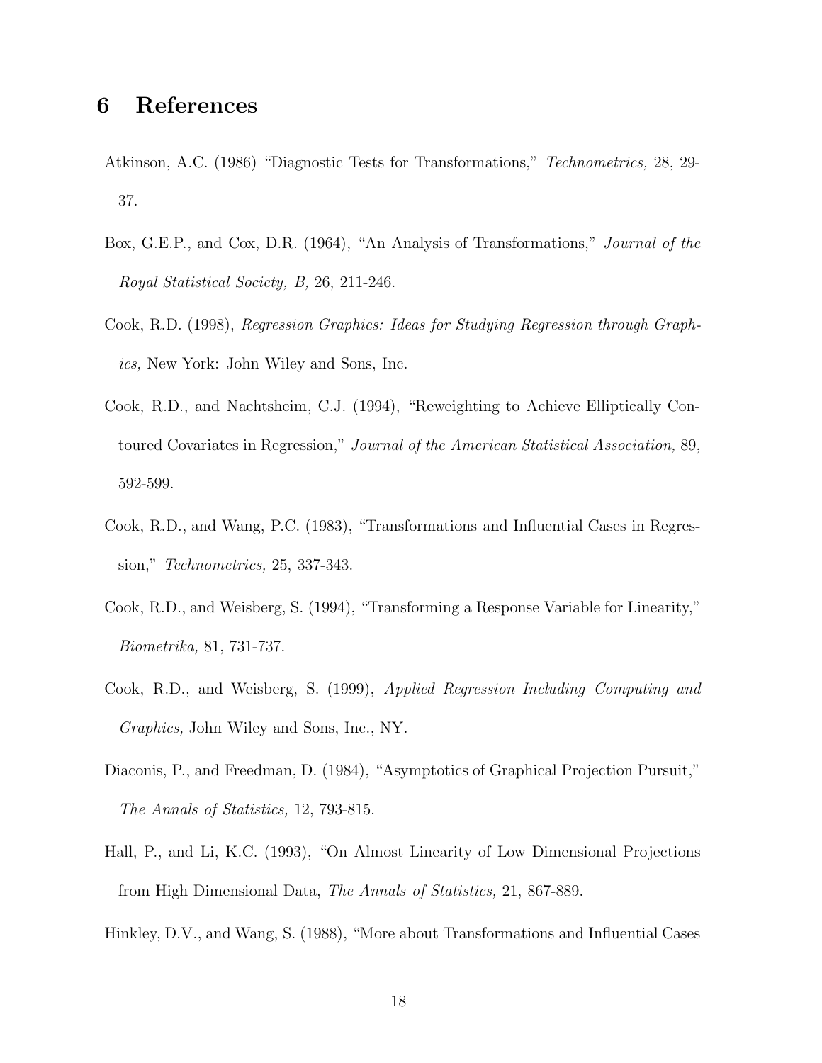# 6 References

Atkinson, A.C. (1986) "Diagnostic Tests for Transformations," *Technometrics,* 28, 29-37.

Box, G.E.P., and Cox, D.R. (1964), "An Analysis of Transformations," *Journal of the Royal Statistical Society, B,* 26, 211-246.

Cook, R.D. (1998), *Regression Graphics: Ideas for Studying Regression through Graphics,* New York: John Wiley and Sons, Inc.

Cook, R.D., and Nachtsheim, C.J. (1994), "Reweighting to Achieve Elliptically Contoured Covariates in Regression," *Journal of the American Statistical Association,* 89, 592-599.

Cook, R.D., and Wang, P.C. (1983), "Transformations and Influential Cases in Regression," *Technometrics,* 25, 337-343.

Cook, R.D., and Weisberg, S. (1994), "Transforming a Response Variable for Linearity," *Biometrika,* 81, 731-737.

Cook, R.D., and Weisberg, S. (1999), *Applied Regression Including Computing and Graphics,* John Wiley and Sons, Inc., NY.

Diaconis, P., and Freedman, D. (1984), "Asymptotics of Graphical Projection Pursuit," *The Annals of Statistics,* 12, 793-815.

Hall, P., and Li, K.C. (1993), "On Almost Linearity of Low Dimensional Projections from High Dimensional Data, *The Annals of Statistics,* 21, 867-889.

Hinkley, D.V., and Wang, S. (1988), "More about Transformations and Influential Cases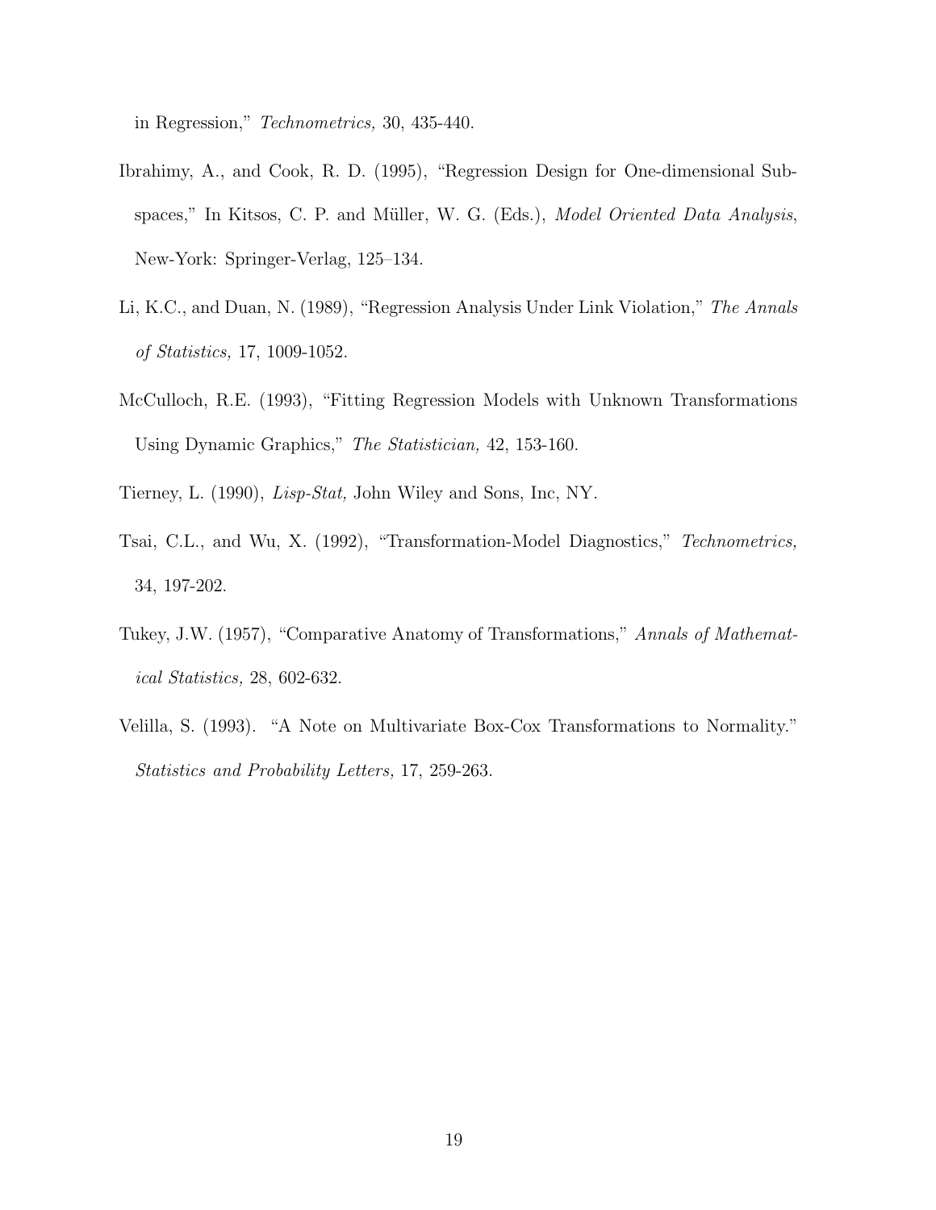in Regression," *Technometrics,* 30, 435-440.

Ibrahimy, A., and Cook, R. D. (1995), "Regression Design for One-dimensional Subspaces," In Kitsos, C. P. and Müller, W. G. (Eds.), *Model Oriented Data Analysis*, New-York: Springer-Verlag, 125–134.

Li, K.C., and Duan, N. (1989), "Regression Analysis Under Link Violation," *The Annals of Statistics,* 17, 1009-1052.

McCulloch, R.E. (1993), "Fitting Regression Models with Unknown Transformations Using Dynamic Graphics," *The Statistician,* 42, 153-160.

Tierney, L. (1990), *Lisp-Stat,* John Wiley and Sons, Inc, NY.

Tsai, C.L., and Wu, X. (1992), "Transformation-Model Diagnostics," *Technometrics,* 34, 197-202.

Tukey, J.W. (1957), "Comparative Anatomy of Transformations," *Annals of Mathematical Statistics,* 28, 602-632.

Velilla, S. (1993). "A Note on Multivariate Box-Cox Transformations to Normality." *Statistics and Probability Letters,* 17, 259-263.